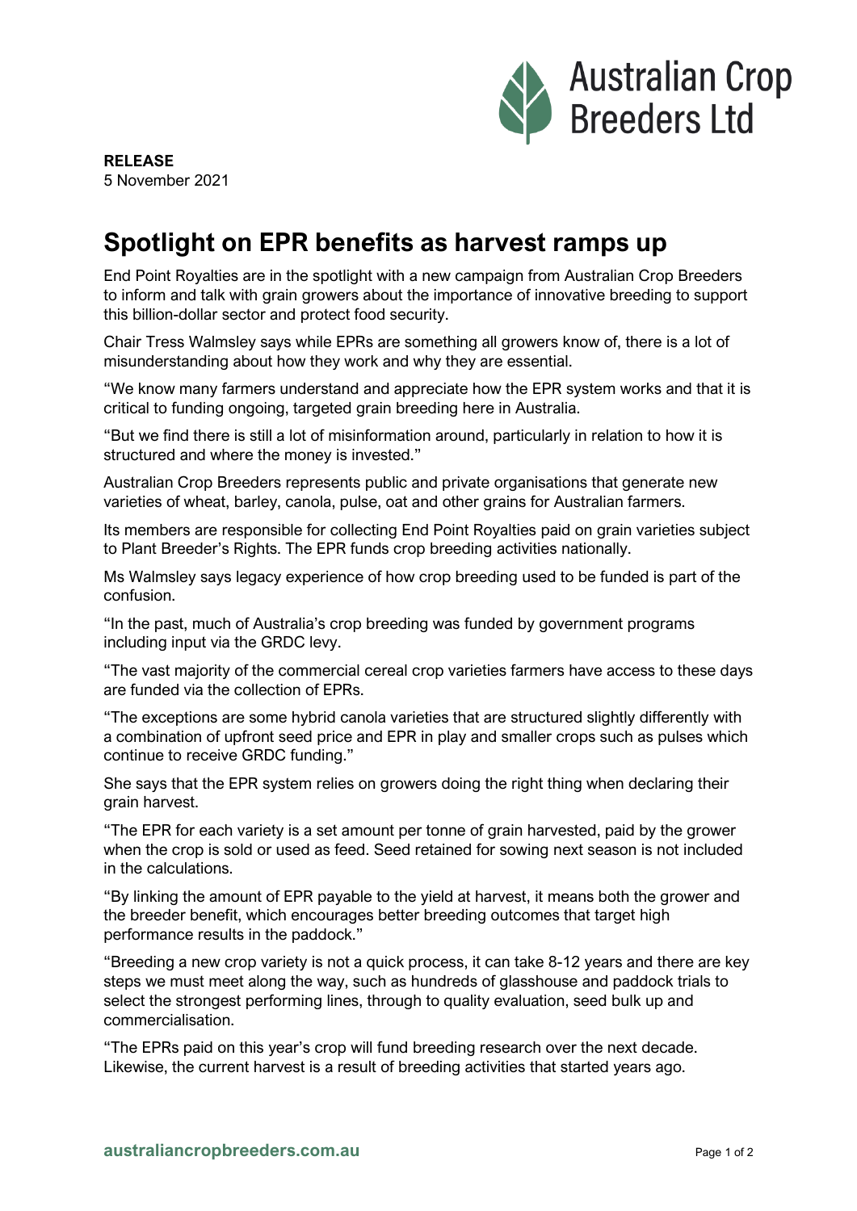**RELEASE**
5 November 2021

# Spotlight on EPR benefits as harvest ramps up

End Point Royalties are in the spotlight with a new campaign from Australian Crop Breeders to inform and talk with grain growers about the importance of innovative breeding to support this billion-dollar sector and protect food security.

Chair Tress Walmsley says while EPRs are something all growers know of, there is a lot of misunderstanding about how they work and why they are essential.

"We know many farmers understand and appreciate how the EPR system works and that it is critical to funding ongoing, targeted grain breeding here in Australia.

"But we find there is still a lot of misinformation around, particularly in relation to how it is structured and where the money is invested."

Australian Crop Breeders represents public and private organisations that generate new varieties of wheat, barley, canola, pulse, oat and other grains for Australian farmers.

Its members are responsible for collecting End Point Royalties paid on grain varieties subject to Plant Breeder's Rights. The EPR funds crop breeding activities nationally.

Ms Walmsley says legacy experience of how crop breeding used to be funded is part of the confusion.

"In the past, much of Australia's crop breeding was funded by government programs including input via the GRDC levy.

"The vast majority of the commercial cereal crop varieties farmers have access to these days are funded via the collection of EPRs.

"The exceptions are some hybrid canola varieties that are structured slightly differently with a combination of upfront seed price and EPR in play and smaller crops such as pulses which continue to receive GRDC funding."

She says that the EPR system relies on growers doing the right thing when declaring their grain harvest.

"The EPR for each variety is a set amount per tonne of grain harvested, paid by the grower when the crop is sold or used as feed. Seed retained for sowing next season is not included in the calculations.

"By linking the amount of EPR payable to the yield at harvest, it means both the grower and the breeder benefit, which encourages better breeding outcomes that target high performance results in the paddock."

"Breeding a new crop variety is not a quick process, it can take 8-12 years and there are key steps we must meet along the way, such as hundreds of glasshouse and paddock trials to select the strongest performing lines, through to quality evaluation, seed bulk up and commercialisation.

"The EPRs paid on this year's crop will fund breeding research over the next decade. Likewise, the current harvest is a result of breeding activities that started years ago.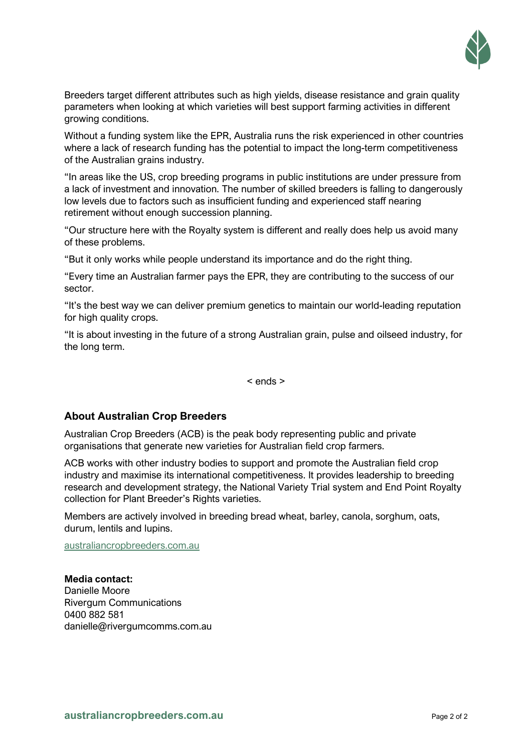Breeders target different attributes such as high yields, disease resistance and grain quality parameters when looking at which varieties will best support farming activities in different growing conditions.

Without a funding system like the EPR, Australia runs the risk experienced in other countries where a lack of research funding has the potential to impact the long-term competitiveness of the Australian grains industry.

"In areas like the US, crop breeding programs in public institutions are under pressure from a lack of investment and innovation. The number of skilled breeders is falling to dangerously low levels due to factors such as insufficient funding and experienced staff nearing retirement without enough succession planning.

"Our structure here with the Royalty system is different and really does help us avoid many of these problems.

"But it only works while people understand its importance and do the right thing.

"Every time an Australian farmer pays the EPR, they are contributing to the success of our sector.

"It's the best way we can deliver premium genetics to maintain our world-leading reputation for high quality crops.

"It is about investing in the future of a strong Australian grain, pulse and oilseed industry, for the long term.

< ends >

## About Australian Crop Breeders

Australian Crop Breeders (ACB) is the peak body representing public and private organisations that generate new varieties for Australian field crop farmers.

ACB works with other industry bodies to support and promote the Australian field crop industry and maximise its international competitiveness. It provides leadership to breeding research and development strategy, the National Variety Trial system and End Point Royalty collection for Plant Breeder's Rights varieties.

Members are actively involved in breeding bread wheat, barley, canola, sorghum, oats, durum, lentils and lupins.

australiancropbreeders.com.au

**Media contact:**
Danielle Moore
Rivergum Communications
0400 882 581
danielle@rivergumcomms.com.au